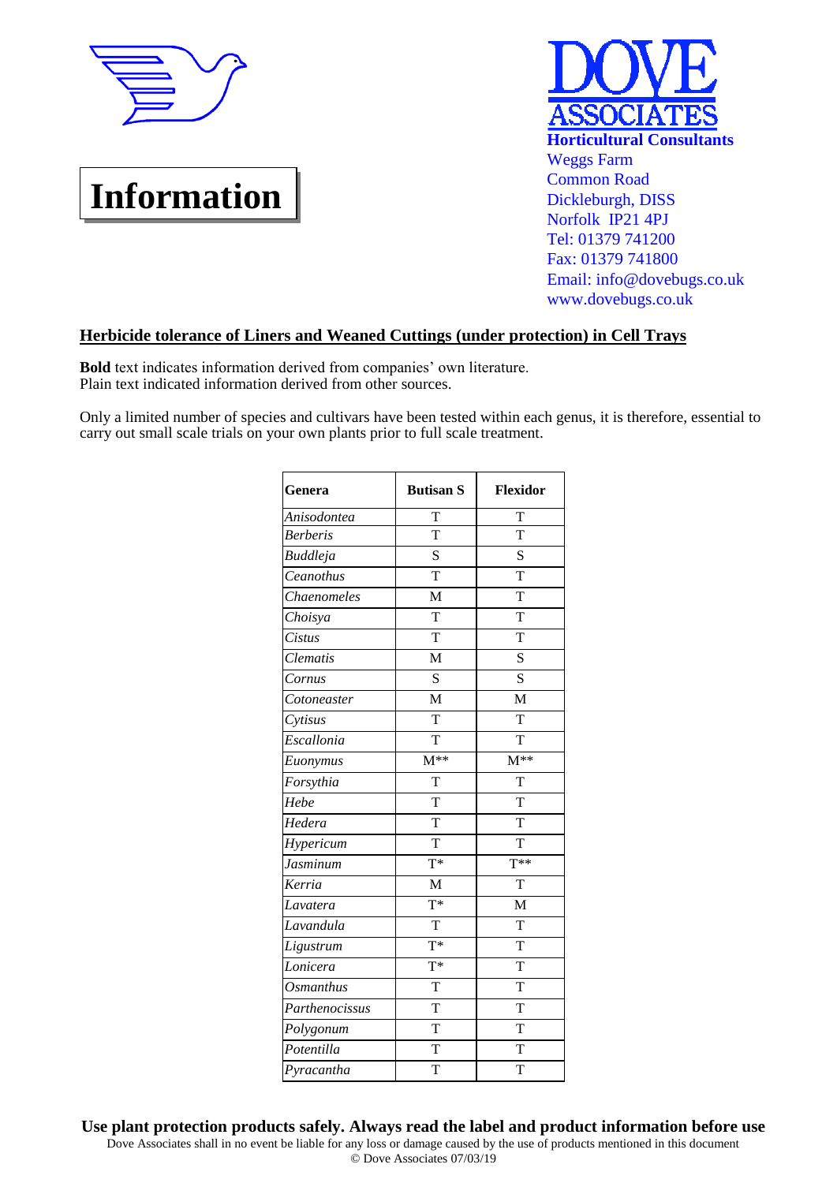# Information

**DOVE ASSOCIATES**
**Horticultural Consultants**
Weggs Farm
Common Road
Dickleburgh, DISS
Norfolk IP21 4PJ
Tel: 01379 741200
Fax: 01379 741800
Email: info@dovebugs.co.uk
www.dovebugs.co.uk

## Herbicide tolerance of Liners and Weaned Cuttings (under protection) in Cell Trays

**Bold** text indicates information derived from companies' own literature.
Plain text indicated information derived from other sources.

Only a limited number of species and cultivars have been tested within each genus, it is therefore, essential to carry out small scale trials on your own plants prior to full scale treatment.

| Genera | Butisan S | Flexidor |
|---|---|---|
| *Anisodontea* | T | T |
| *Berberis* | T | T |
| *Buddleja* | S | S |
| *Ceanothus* | T | T |
| *Chaenomeles* | M | T |
| *Choisya* | T | T |
| *Cistus* | T | T |
| *Clematis* | M | S |
| *Cornus* | S | S |
| *Cotoneaster* | M | M |
| *Cytisus* | T | T |
| *Escallonia* | T | T |
| *Euonymus* | M** | M** |
| *Forsythia* | T | T |
| *Hebe* | T | T |
| *Hedera* | T | T |
| *Hypericum* | T | T |
| *Jasminum* | T* | T** |
| *Kerria* | M | T |
| *Lavatera* | T* | M |
| *Lavandula* | T | T |
| *Ligustrum* | T* | T |
| *Lonicera* | T* | T |
| *Osmanthus* | T | T |
| *Parthenocissus* | T | T |
| *Polygonum* | T | T |
| *Potentilla* | T | T |
| *Pyracantha* | T | T |

**Use plant protection products safely. Always read the label and product information before use**

Dove Associates shall in no event be liable for any loss or damage caused by the use of products mentioned in this document

© Dove Associates 07/03/19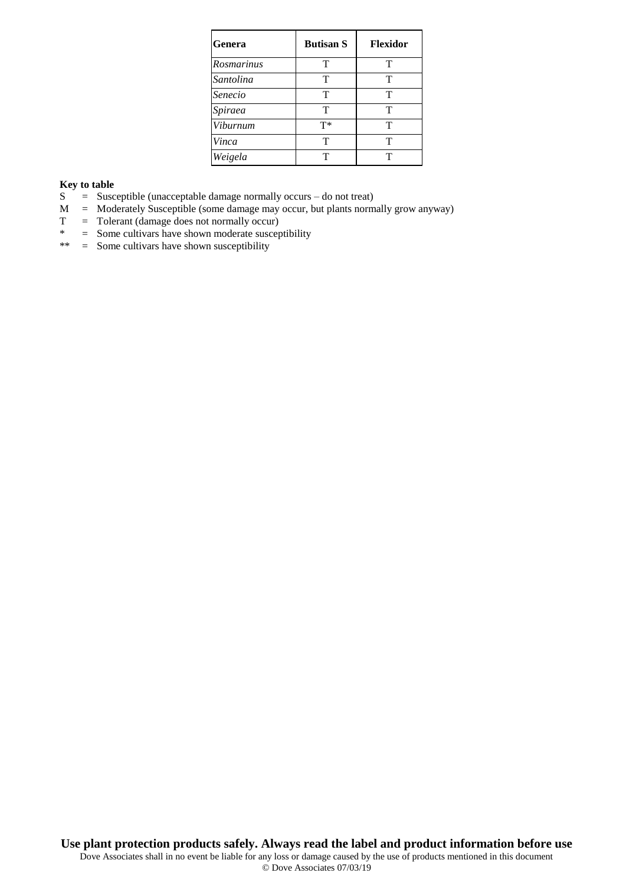| Genera | Butisan S | Flexidor |
|---|---|---|
| *Rosmarinus* | T | T |
| *Santolina* | T | T |
| *Senecio* | T | T |
| *Spiraea* | T | T |
| *Viburnum* | T* | T |
| *Vinca* | T | T |
| *Weigela* | T | T |

**Key to table**

S = Susceptible (unacceptable damage normally occurs – do not treat)
M = Moderately Susceptible (some damage may occur, but plants normally grow anyway)
T = Tolerant (damage does not normally occur)
* = Some cultivars have shown moderate susceptibility
** = Some cultivars have shown susceptibility

**Use plant protection products safely. Always read the label and product information before use**

Dove Associates shall in no event be liable for any loss or damage caused by the use of products mentioned in this document

© Dove Associates 07/03/19